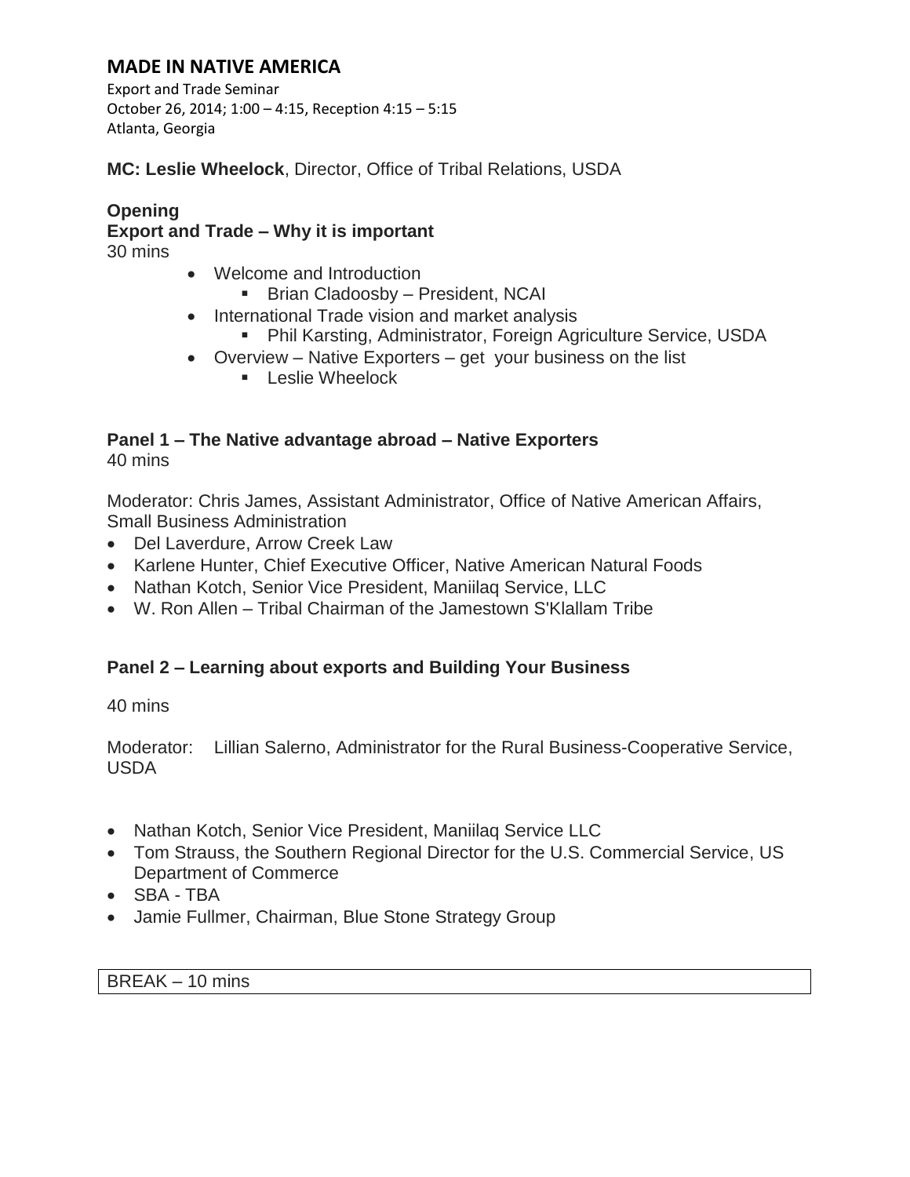## MADE IN NATIVE AMERICA

Export and Trade Seminar
October 26, 2014; 1:00 – 4:15, Reception 4:15 – 5:15
Atlanta, Georgia

**MC: Leslie Wheelock**, Director, Office of Tribal Relations, USDA

**Opening**
**Export and Trade – Why it is important**
30 mins

- Welcome and Introduction
  - Brian Cladoosby – President, NCAI
- International Trade vision and market analysis
  - Phil Karsting, Administrator, Foreign Agriculture Service, USDA
- Overview – Native Exporters – get your business on the list
  - Leslie Wheelock

**Panel 1 – The Native advantage abroad – Native Exporters**
40 mins

Moderator: Chris James, Assistant Administrator, Office of Native American Affairs, Small Business Administration

- Del Laverdure, Arrow Creek Law
- Karlene Hunter, Chief Executive Officer, Native American Natural Foods
- Nathan Kotch, Senior Vice President, Maniilaq Service, LLC
- W. Ron Allen – Tribal Chairman of the Jamestown S'Klallam Tribe

**Panel 2 – Learning about exports and Building Your Business**

40 mins

Moderator: Lillian Salerno, Administrator for the Rural Business-Cooperative Service, USDA

- Nathan Kotch, Senior Vice President, Maniilaq Service LLC
- Tom Strauss, the Southern Regional Director for the U.S. Commercial Service, US Department of Commerce
- SBA - TBA
- Jamie Fullmer, Chairman, Blue Stone Strategy Group

BREAK – 10 mins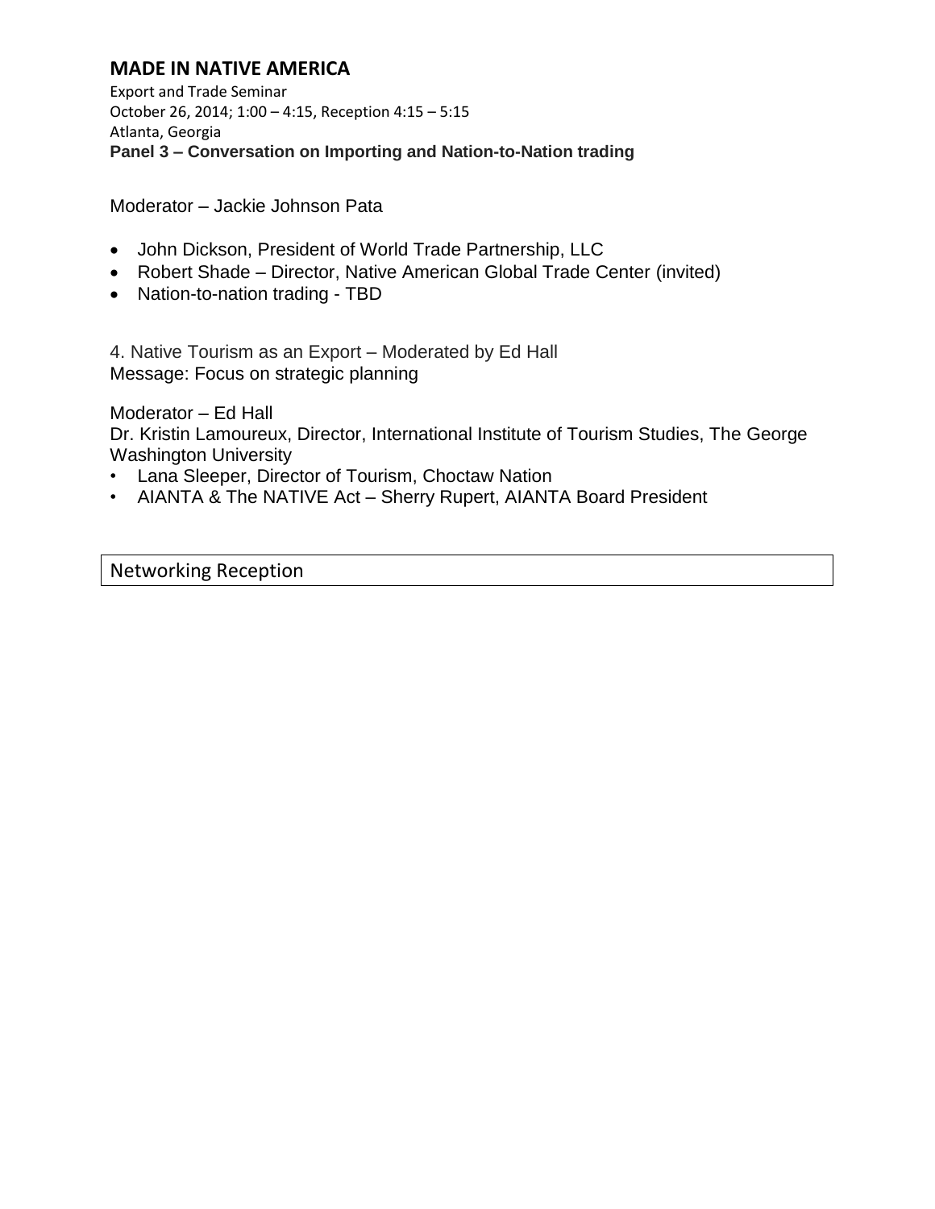## MADE IN NATIVE AMERICA

Export and Trade Seminar
October 26, 2014; 1:00 – 4:15, Reception 4:15 – 5:15
Atlanta, Georgia

**Panel 3 – Conversation on Importing and Nation-to-Nation trading**

Moderator – Jackie Johnson Pata

- John Dickson, President of World Trade Partnership, LLC
- Robert Shade – Director, Native American Global Trade Center (invited)
- Nation-to-nation trading - TBD

4. Native Tourism as an Export – Moderated by Ed Hall
Message: Focus on strategic planning

Moderator – Ed Hall
Dr. Kristin Lamoureux, Director, International Institute of Tourism Studies, The George Washington University

- Lana Sleeper, Director of Tourism, Choctaw Nation
- AIANTA & The NATIVE Act – Sherry Rupert, AIANTA Board President

| Networking Reception |
| --- |